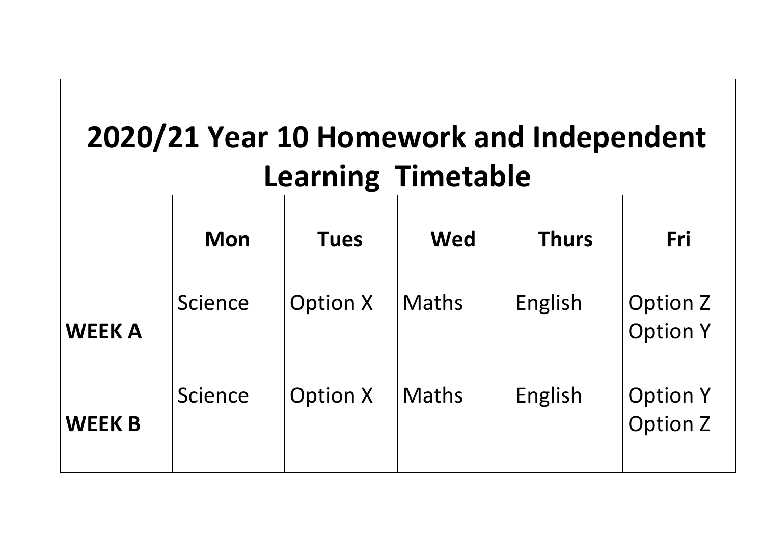# 2020/21 Year 10 Homework and Independent Learning Timetable

| | Mon | Tues | Wed | Thurs | Fri |
|---|---|---|---|---|---|
| **WEEK A** | Science | Option X | Maths | English | Option Z<br>Option Y |
| **WEEK B** | Science | Option X | Maths | English | Option Y<br>Option Z |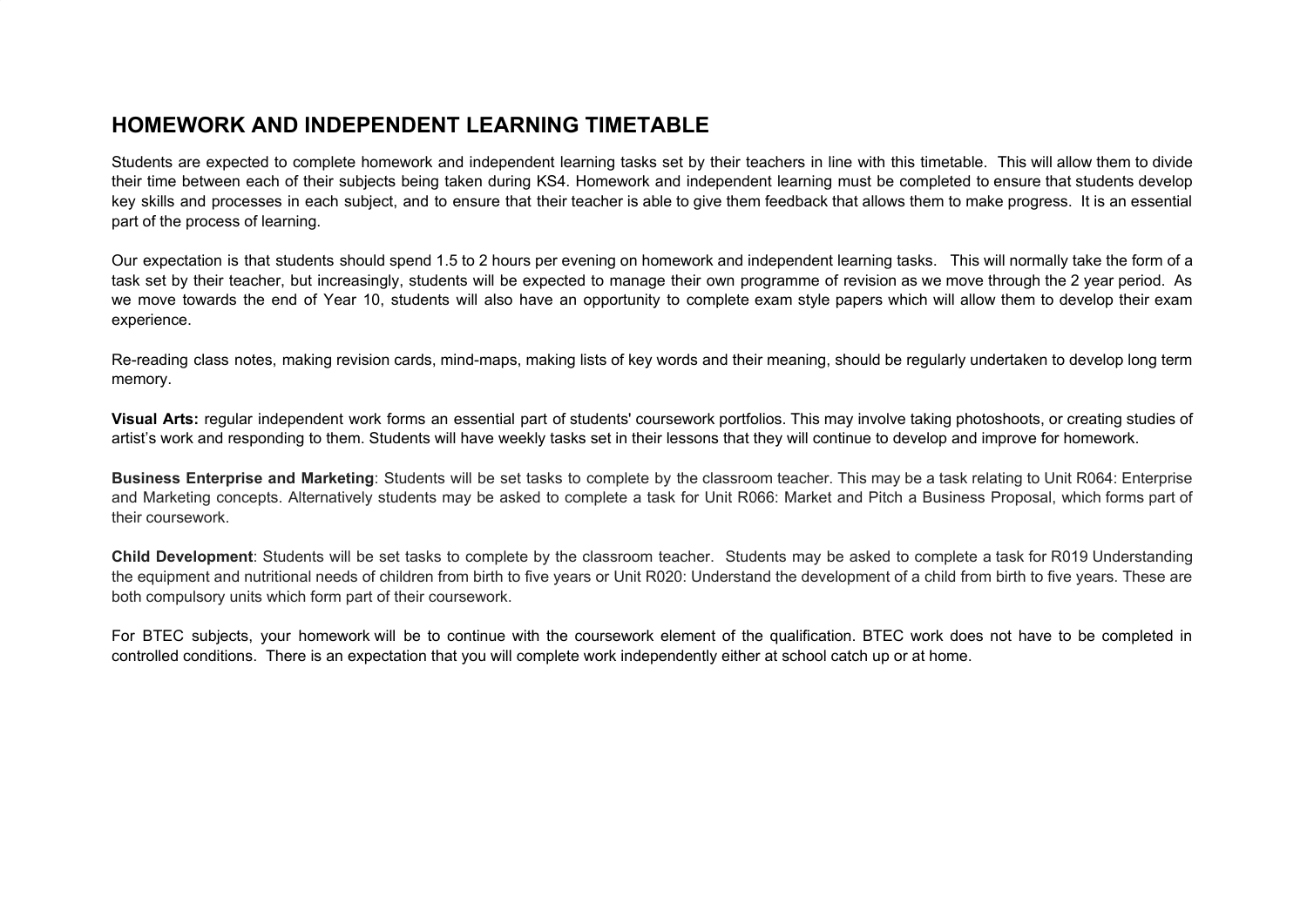## HOMEWORK AND INDEPENDENT LEARNING TIMETABLE

Students are expected to complete homework and independent learning tasks set by their teachers in line with this timetable. This will allow them to divide their time between each of their subjects being taken during KS4. Homework and independent learning must be completed to ensure that students develop key skills and processes in each subject, and to ensure that their teacher is able to give them feedback that allows them to make progress. It is an essential part of the process of learning.

Our expectation is that students should spend 1.5 to 2 hours per evening on homework and independent learning tasks. This will normally take the form of a task set by their teacher, but increasingly, students will be expected to manage their own programme of revision as we move through the 2 year period. As we move towards the end of Year 10, students will also have an opportunity to complete exam style papers which will allow them to develop their exam experience.

Re-reading class notes, making revision cards, mind-maps, making lists of key words and their meaning, should be regularly undertaken to develop long term memory.

**Visual Arts:** regular independent work forms an essential part of students' coursework portfolios. This may involve taking photoshoots, or creating studies of artist's work and responding to them. Students will have weekly tasks set in their lessons that they will continue to develop and improve for homework.

**Business Enterprise and Marketing**: Students will be set tasks to complete by the classroom teacher. This may be a task relating to Unit R064: Enterprise and Marketing concepts. Alternatively students may be asked to complete a task for Unit R066: Market and Pitch a Business Proposal, which forms part of their coursework.

**Child Development**: Students will be set tasks to complete by the classroom teacher. Students may be asked to complete a task for R019 Understanding the equipment and nutritional needs of children from birth to five years or Unit R020: Understand the development of a child from birth to five years. These are both compulsory units which form part of their coursework.

For BTEC subjects, your homework will be to continue with the coursework element of the qualification. BTEC work does not have to be completed in controlled conditions. There is an expectation that you will complete work independently either at school catch up or at home.